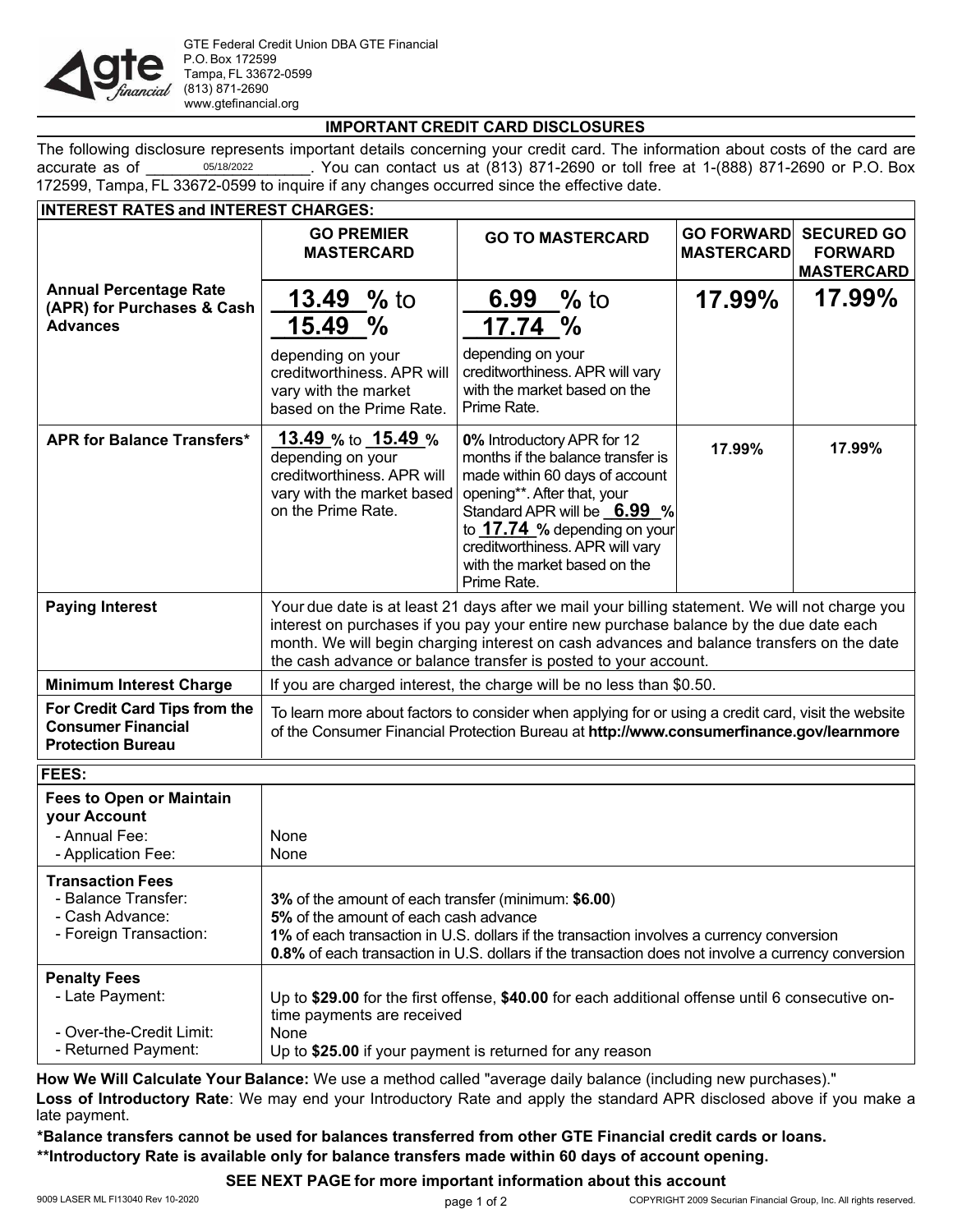GTE Federal Credit Union DBA GTE Financial
P.O. Box 172599
Tampa, FL 33672-0599
(813) 871-2690
www.gtefinancial.org

## IMPORTANT CREDIT CARD DISCLOSURES

The following disclosure represents important details concerning your credit card. The information about costs of the card are accurate as of 05/18/2022. You can contact us at (813) 871-2690 or toll free at 1-(888) 871-2690 or P.O. Box 172599, Tampa, FL 33672-0599 to inquire if any changes occurred since the effective date.

| **INTEREST RATES and INTEREST CHARGES:** | | | | |
|---|---|---|---|---|
| | **GO PREMIER MASTERCARD** | **GO TO MASTERCARD** | **GO FORWARD MASTERCARD** | **SECURED GO FORWARD MASTERCARD** |
| **Annual Percentage Rate (APR) for Purchases & Cash Advances** | **13.49 %** to **15.49 %** depending on your creditworthiness. APR will vary with the market based on the Prime Rate. | **6.99 %** to **17.74 %** depending on your creditworthiness. APR will vary with the market based on the Prime Rate. | **17.99%** | **17.99%** |
| **APR for Balance Transfers*** | **13.49 %** to **15.49 %** depending on your creditworthiness. APR will vary with the market based on the Prime Rate. | **0%** Introductory APR for 12 months if the balance transfer is made within 60 days of account opening**. After that, your Standard APR will be **6.99 %** to **17.74 %** depending on your creditworthiness. APR will vary with the market based on the Prime Rate. | **17.99%** | **17.99%** |
| **Paying Interest** | Your due date is at least 21 days after we mail your billing statement. We will not charge you interest on purchases if you pay your entire new purchase balance by the due date each month. We will begin charging interest on cash advances and balance transfers on the date the cash advance or balance transfer is posted to your account. | | | |
| **Minimum Interest Charge** | If you are charged interest, the charge will be no less than $0.50. | | | |
| **For Credit Card Tips from the Consumer Financial Protection Bureau** | To learn more about factors to consider when applying for or using a credit card, visit the website of the Consumer Financial Protection Bureau at **http://www.consumerfinance.gov/learnmore** | | | |

| **FEES:** | |
|---|---|
| **Fees to Open or Maintain your Account**<br>- Annual Fee:<br>- Application Fee: | <br><br>None<br>None |
| **Transaction Fees**<br>- Balance Transfer:<br>- Cash Advance:<br>- Foreign Transaction: | <br>**3%** of the amount of each transfer (minimum: **$6.00**)<br>**5%** of the amount of each cash advance<br>**1%** of each transaction in U.S. dollars if the transaction involves a currency conversion<br>**0.8%** of each transaction in U.S. dollars if the transaction does not involve a currency conversion |
| **Penalty Fees**<br>- Late Payment:<br>- Over-the-Credit Limit:<br>- Returned Payment: | <br>Up to **$29.00** for the first offense, **$40.00** for each additional offense until 6 consecutive on-time payments are received<br>None<br>Up to **$25.00** if your payment is returned for any reason |

**How We Will Calculate Your Balance:** We use a method called "average daily balance (including new purchases)."

**Loss of Introductory Rate**: We may end your Introductory Rate and apply the standard APR disclosed above if you make a late payment.

**\*Balance transfers cannot be used for balances transferred from other GTE Financial credit cards or loans.**

**\*\*Introductory Rate is available only for balance transfers made within 60 days of account opening.**

**SEE NEXT PAGE for more important information about this account**

9009 LASER ML FI13040 Rev 10-2020 COPYRIGHT 2009 Securian Financial Group, Inc. All rights reserved.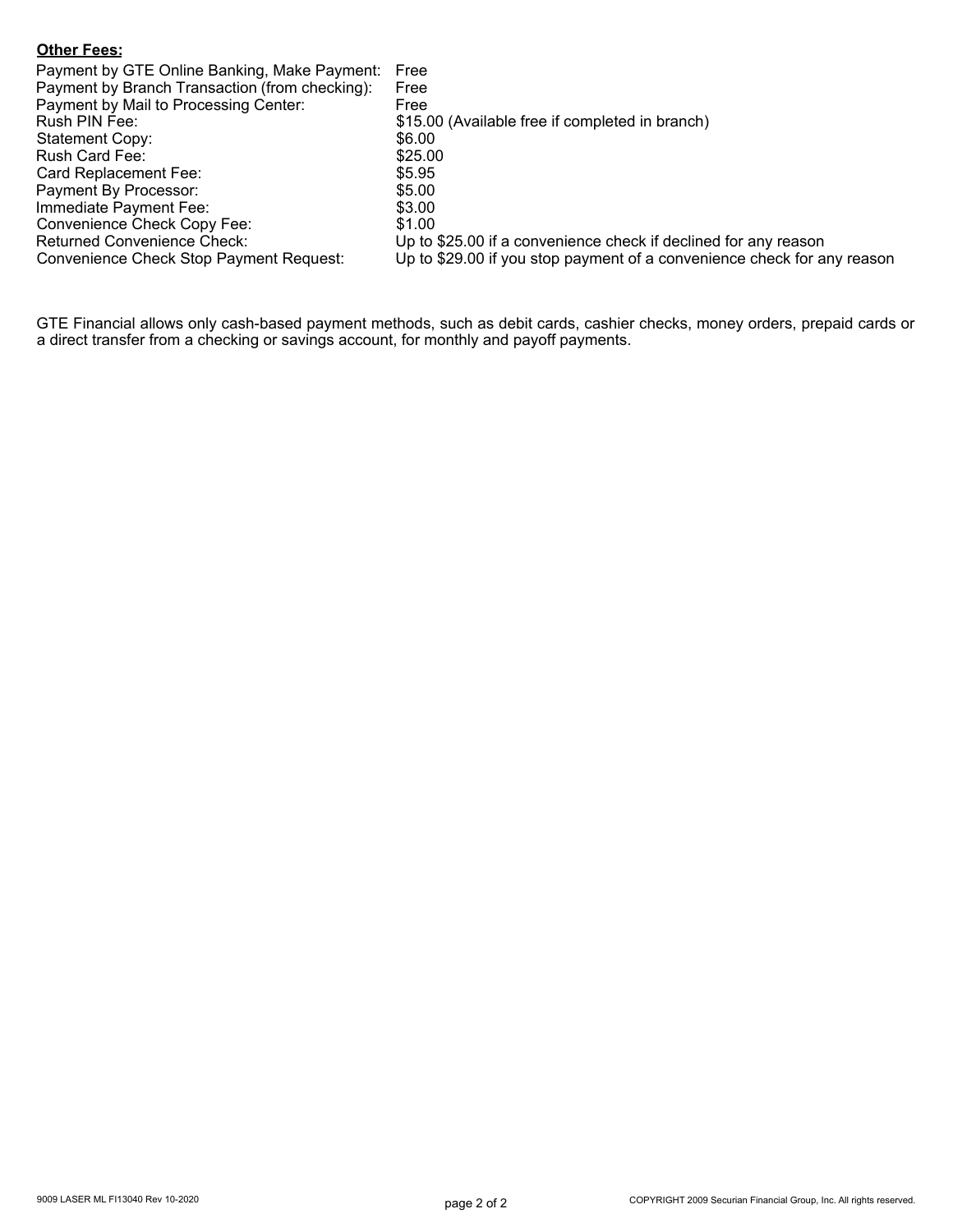**Other Fees:**

| | |
|---|---|
| Payment by GTE Online Banking, Make Payment: | Free |
| Payment by Branch Transaction (from checking): | Free |
| Payment by Mail to Processing Center: | Free |
| Rush PIN Fee: | $15.00 (Available free if completed in branch) |
| Statement Copy: | $6.00 |
| Rush Card Fee: | $25.00 |
| Card Replacement Fee: | $5.95 |
| Payment By Processor: | $5.00 |
| Immediate Payment Fee: | $3.00 |
| Convenience Check Copy Fee: | $1.00 |
| Returned Convenience Check: | Up to $25.00 if a convenience check if declined for any reason |
| Convenience Check Stop Payment Request: | Up to $29.00 if you stop payment of a convenience check for any reason |

GTE Financial allows only cash-based payment methods, such as debit cards, cashier checks, money orders, prepaid cards or a direct transfer from a checking or savings account, for monthly and payoff payments.

9009 LASER ML FI13040 Rev 10-2020

COPYRIGHT 2009 Securian Financial Group, Inc. All rights reserved.